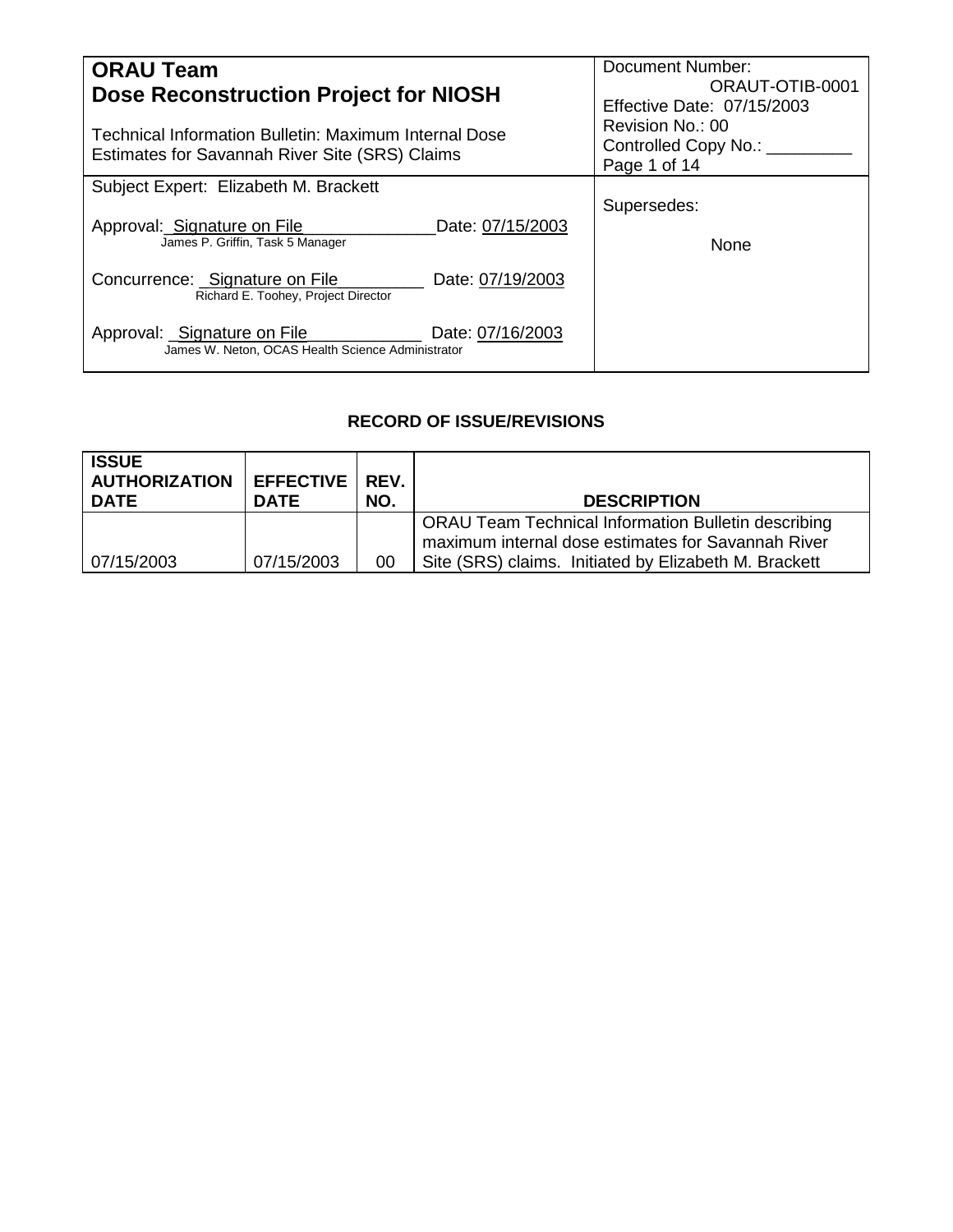| **ORAU Team**<br>**Dose Reconstruction Project for NIOSH**<br><br>Technical Information Bulletin: Maximum Internal Dose Estimates for Savannah River Site (SRS) Claims | Document Number: ORAUT-OTIB-0001<br>Effective Date: 07/15/2003<br>Revision No.: 00<br>Controlled Copy No.: _________ |
|---|---|
| Subject Expert: Elizabeth M. Brackett<br><br>Approval: Signature on File Date: 07/15/2003<br>James P. Griffin, Task 5 Manager<br><br>Concurrence: Signature on File Date: 07/19/2003<br>Richard E. Toohey, Project Director<br><br>Approval: Signature on File Date: 07/16/2003<br>James W. Neton, OCAS Health Science Administrator | Supersedes:<br><br>None |

**RECORD OF ISSUE/REVISIONS**

| ISSUE AUTHORIZATION DATE | EFFECTIVE DATE | REV. NO. | DESCRIPTION |
|---|---|---|---|
| 07/15/2003 | 07/15/2003 | 00 | ORAU Team Technical Information Bulletin describing maximum internal dose estimates for Savannah River Site (SRS) claims. Initiated by Elizabeth M. Brackett |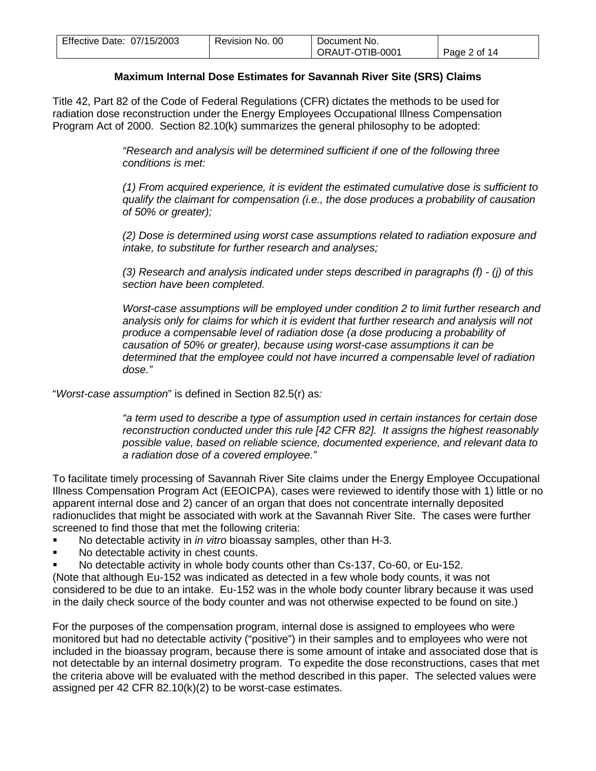## Maximum Internal Dose Estimates for Savannah River Site (SRS) Claims

Title 42, Part 82 of the Code of Federal Regulations (CFR) dictates the methods to be used for radiation dose reconstruction under the Energy Employees Occupational Illness Compensation Program Act of 2000. Section 82.10(k) summarizes the general philosophy to be adopted:

> *"Research and analysis will be determined sufficient if one of the following three conditions is met:*
>
> *(1) From acquired experience, it is evident the estimated cumulative dose is sufficient to qualify the claimant for compensation (i.e., the dose produces a probability of causation of 50% or greater);*
>
> *(2) Dose is determined using worst case assumptions related to radiation exposure and intake, to substitute for further research and analyses;*
>
> *(3) Research and analysis indicated under steps described in paragraphs (f) - (j) of this section have been completed.*
>
> *Worst-case assumptions will be employed under condition 2 to limit further research and analysis only for claims for which it is evident that further research and analysis will not produce a compensable level of radiation dose (a dose producing a probability of causation of 50% or greater), because using worst-case assumptions it can be determined that the employee could not have incurred a compensable level of radiation dose."*

"*Worst-case assumption*" is defined in Section 82.5(r) as*:*

> *"a term used to describe a type of assumption used in certain instances for certain dose reconstruction conducted under this rule [42 CFR 82]. It assigns the highest reasonably possible value, based on reliable science, documented experience, and relevant data to a radiation dose of a covered employee."*

To facilitate timely processing of Savannah River Site claims under the Energy Employee Occupational Illness Compensation Program Act (EEOICPA), cases were reviewed to identify those with 1) little or no apparent internal dose and 2) cancer of an organ that does not concentrate internally deposited radionuclides that might be associated with work at the Savannah River Site. The cases were further screened to find those that met the following criteria:

- No detectable activity in *in vitro* bioassay samples, other than H-3.
- No detectable activity in chest counts.
- No detectable activity in whole body counts other than Cs-137, Co-60, or Eu-152.

(Note that although Eu-152 was indicated as detected in a few whole body counts, it was not considered to be due to an intake. Eu-152 was in the whole body counter library because it was used in the daily check source of the body counter and was not otherwise expected to be found on site.)

For the purposes of the compensation program, internal dose is assigned to employees who were monitored but had no detectable activity ("positive") in their samples and to employees who were not included in the bioassay program, because there is some amount of intake and associated dose that is not detectable by an internal dosimetry program. To expedite the dose reconstructions, cases that met the criteria above will be evaluated with the method described in this paper. The selected values were assigned per 42 CFR 82.10(k)(2) to be worst-case estimates.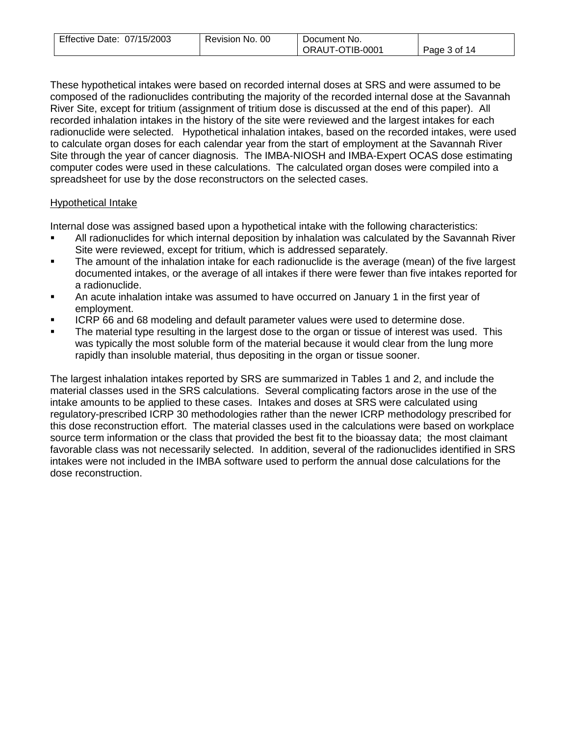These hypothetical intakes were based on recorded internal doses at SRS and were assumed to be composed of the radionuclides contributing the majority of the recorded internal dose at the Savannah River Site, except for tritium (assignment of tritium dose is discussed at the end of this paper). All recorded inhalation intakes in the history of the site were reviewed and the largest intakes for each radionuclide were selected. Hypothetical inhalation intakes, based on the recorded intakes, were used to calculate organ doses for each calendar year from the start of employment at the Savannah River Site through the year of cancer diagnosis. The IMBA-NIOSH and IMBA-Expert OCAS dose estimating computer codes were used in these calculations. The calculated organ doses were compiled into a spreadsheet for use by the dose reconstructors on the selected cases.

## Hypothetical Intake

Internal dose was assigned based upon a hypothetical intake with the following characteristics:

- All radionuclides for which internal deposition by inhalation was calculated by the Savannah River Site were reviewed, except for tritium, which is addressed separately.
- The amount of the inhalation intake for each radionuclide is the average (mean) of the five largest documented intakes, or the average of all intakes if there were fewer than five intakes reported for a radionuclide.
- An acute inhalation intake was assumed to have occurred on January 1 in the first year of employment.
- ICRP 66 and 68 modeling and default parameter values were used to determine dose.
- The material type resulting in the largest dose to the organ or tissue of interest was used. This was typically the most soluble form of the material because it would clear from the lung more rapidly than insoluble material, thus depositing in the organ or tissue sooner.

The largest inhalation intakes reported by SRS are summarized in Tables 1 and 2, and include the material classes used in the SRS calculations. Several complicating factors arose in the use of the intake amounts to be applied to these cases. Intakes and doses at SRS were calculated using regulatory-prescribed ICRP 30 methodologies rather than the newer ICRP methodology prescribed for this dose reconstruction effort. The material classes used in the calculations were based on workplace source term information or the class that provided the best fit to the bioassay data; the most claimant favorable class was not necessarily selected. In addition, several of the radionuclides identified in SRS intakes were not included in the IMBA software used to perform the annual dose calculations for the dose reconstruction.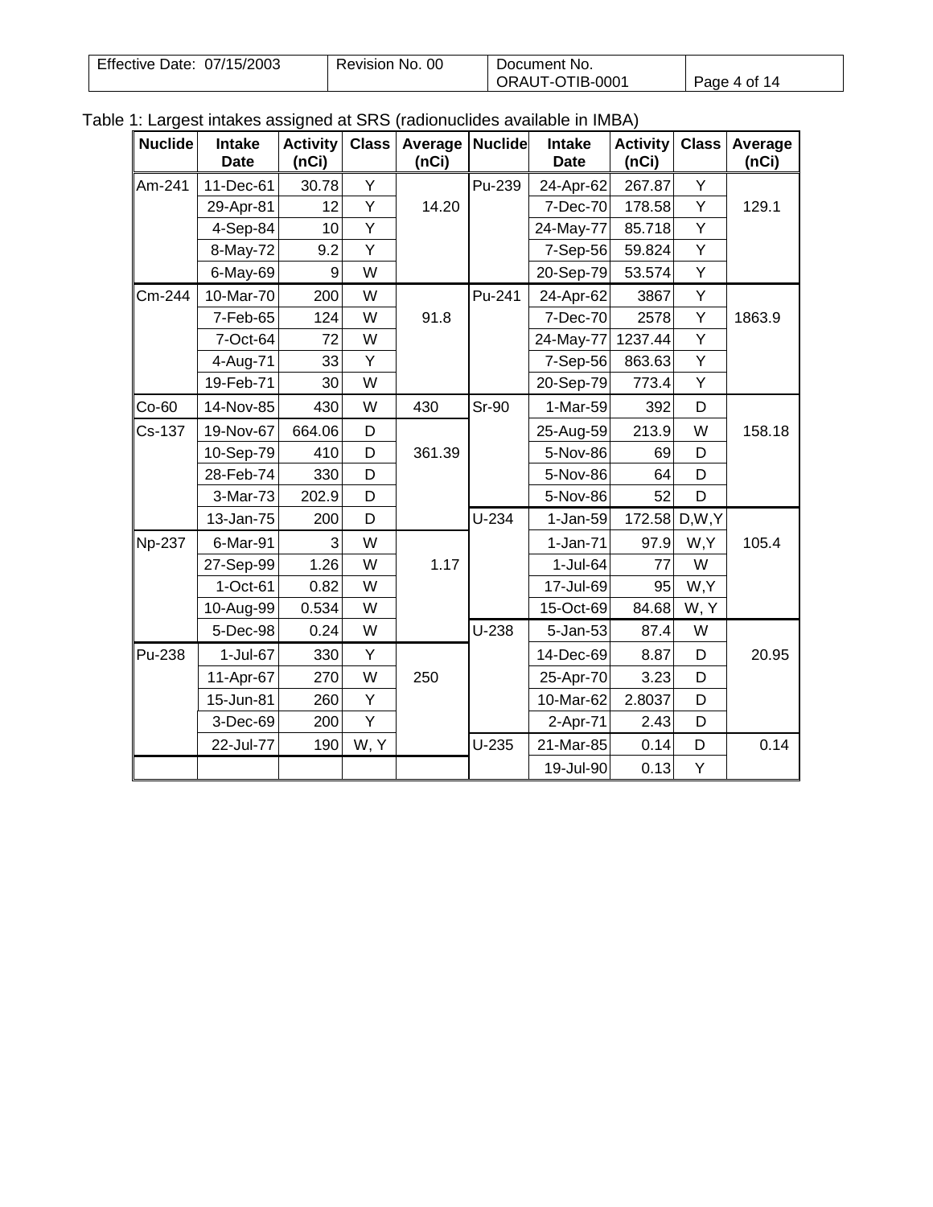Table 1: Largest intakes assigned at SRS (radionuclides available in IMBA)

| Nuclide | Intake Date | Activity (nCi) | Class | Average (nCi) | Nuclide | Intake Date | Activity (nCi) | Class | Average (nCi) |
|---|---|---|---|---|---|---|---|---|---|
| Am-241 | 11-Dec-61 | 30.78 | Y | 14.20 | Pu-239 | 24-Apr-62 | 267.87 | Y | 129.1 |
| | 29-Apr-81 | 12 | Y | | | 7-Dec-70 | 178.58 | Y | |
| | 4-Sep-84 | 10 | Y | | | 24-May-77 | 85.718 | Y | |
| | 8-May-72 | 9.2 | Y | | | 7-Sep-56 | 59.824 | Y | |
| | 6-May-69 | 9 | W | | | 20-Sep-79 | 53.574 | Y | |
| Cm-244 | 10-Mar-70 | 200 | W | 91.8 | Pu-241 | 24-Apr-62 | 3867 | Y | 1863.9 |
| | 7-Feb-65 | 124 | W | | | 7-Dec-70 | 2578 | Y | |
| | 7-Oct-64 | 72 | W | | | 24-May-77 | 1237.44 | Y | |
| | 4-Aug-71 | 33 | Y | | | 7-Sep-56 | 863.63 | Y | |
| | 19-Feb-71 | 30 | W | | | 20-Sep-79 | 773.4 | Y | |
| Co-60 | 14-Nov-85 | 430 | W | 430 | Sr-90 | 1-Mar-59 | 392 | D | 158.18 |
| Cs-137 | 19-Nov-67 | 664.06 | D | 361.39 | | 25-Aug-59 | 213.9 | W | |
| | 10-Sep-79 | 410 | D | | | 5-Nov-86 | 69 | D | |
| | 28-Feb-74 | 330 | D | | | 5-Nov-86 | 64 | D | |
| | 3-Mar-73 | 202.9 | D | | | 5-Nov-86 | 52 | D | |
| | 13-Jan-75 | 200 | D | | U-234 | 1-Jan-59 | 172.58 | D,W,Y | 105.4 |
| Np-237 | 6-Mar-91 | 3 | W | 1.17 | | 1-Jan-71 | 97.9 | W,Y | |
| | 27-Sep-99 | 1.26 | W | | | 1-Jul-64 | 77 | W | |
| | 1-Oct-61 | 0.82 | W | | | 17-Jul-69 | 95 | W,Y | |
| | 10-Aug-99 | 0.534 | W | | | 15-Oct-69 | 84.68 | W, Y | |
| | 5-Dec-98 | 0.24 | W | | U-238 | 5-Jan-53 | 87.4 | W | 20.95 |
| Pu-238 | 1-Jul-67 | 330 | Y | 250 | | 14-Dec-69 | 8.87 | D | |
| | 11-Apr-67 | 270 | W | | | 25-Apr-70 | 3.23 | D | |
| | 15-Jun-81 | 260 | Y | | | 10-Mar-62 | 2.8037 | D | |
| | 3-Dec-69 | 200 | Y | | | 2-Apr-71 | 2.43 | D | |
| | 22-Jul-77 | 190 | W, Y | | U-235 | 21-Mar-85 | 0.14 | D | 0.14 |
| | | | | | | 19-Jul-90 | 0.13 | Y | |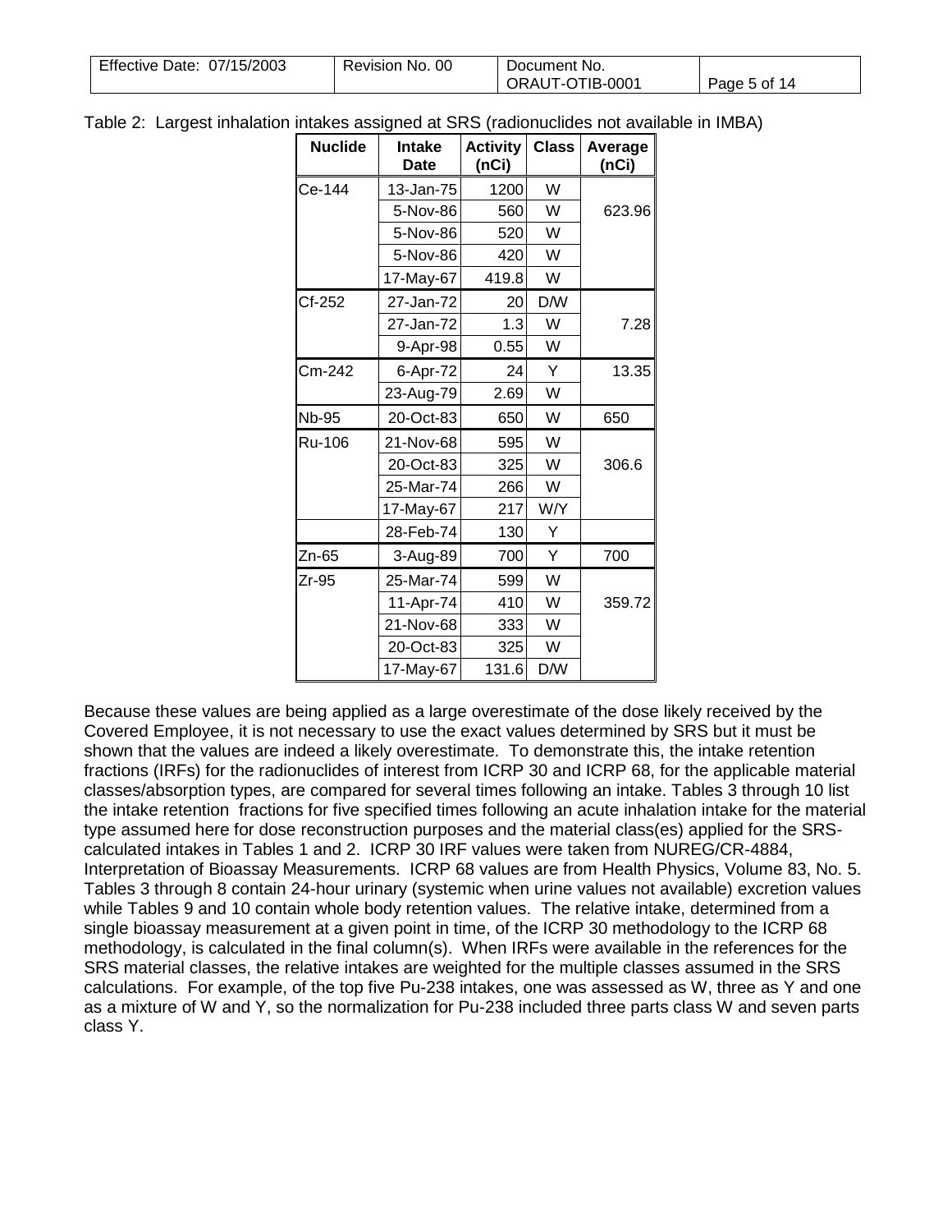Table 2: Largest inhalation intakes assigned at SRS (radionuclides not available in IMBA)

| Nuclide | Intake Date | Activity (nCi) | Class | Average (nCi) |
|---|---|---|---|---|
| Ce-144 | 13-Jan-75 | 1200 | W | 623.96 |
| | 5-Nov-86 | 560 | W | |
| | 5-Nov-86 | 520 | W | |
| | 5-Nov-86 | 420 | W | |
| | 17-May-67 | 419.8 | W | |
| Cf-252 | 27-Jan-72 | 20 | D/W | 7.28 |
| | 27-Jan-72 | 1.3 | W | |
| | 9-Apr-98 | 0.55 | W | |
| Cm-242 | 6-Apr-72 | 24 | Y | 13.35 |
| | 23-Aug-79 | 2.69 | W | |
| Nb-95 | 20-Oct-83 | 650 | W | 650 |
| Ru-106 | 21-Nov-68 | 595 | W | 306.6 |
| | 20-Oct-83 | 325 | W | |
| | 25-Mar-74 | 266 | W | |
| | 17-May-67 | 217 | W/Y | |
| | 28-Feb-74 | 130 | Y | |
| Zn-65 | 3-Aug-89 | 700 | Y | 700 |
| Zr-95 | 25-Mar-74 | 599 | W | 359.72 |
| | 11-Apr-74 | 410 | W | |
| | 21-Nov-68 | 333 | W | |
| | 20-Oct-83 | 325 | W | |
| | 17-May-67 | 131.6 | D/W | |

Because these values are being applied as a large overestimate of the dose likely received by the Covered Employee, it is not necessary to use the exact values determined by SRS but it must be shown that the values are indeed a likely overestimate. To demonstrate this, the intake retention fractions (IRFs) for the radionuclides of interest from ICRP 30 and ICRP 68, for the applicable material classes/absorption types, are compared for several times following an intake. Tables 3 through 10 list the intake retention fractions for five specified times following an acute inhalation intake for the material type assumed here for dose reconstruction purposes and the material class(es) applied for the SRS-calculated intakes in Tables 1 and 2. ICRP 30 IRF values were taken from NUREG/CR-4884, Interpretation of Bioassay Measurements. ICRP 68 values are from Health Physics, Volume 83, No. 5. Tables 3 through 8 contain 24-hour urinary (systemic when urine values not available) excretion values while Tables 9 and 10 contain whole body retention values. The relative intake, determined from a single bioassay measurement at a given point in time, of the ICRP 30 methodology to the ICRP 68 methodology, is calculated in the final column(s). When IRFs were available in the references for the SRS material classes, the relative intakes are weighted for the multiple classes assumed in the SRS calculations. For example, of the top five Pu-238 intakes, one was assessed as W, three as Y and one as a mixture of W and Y, so the normalization for Pu-238 included three parts class W and seven parts class Y.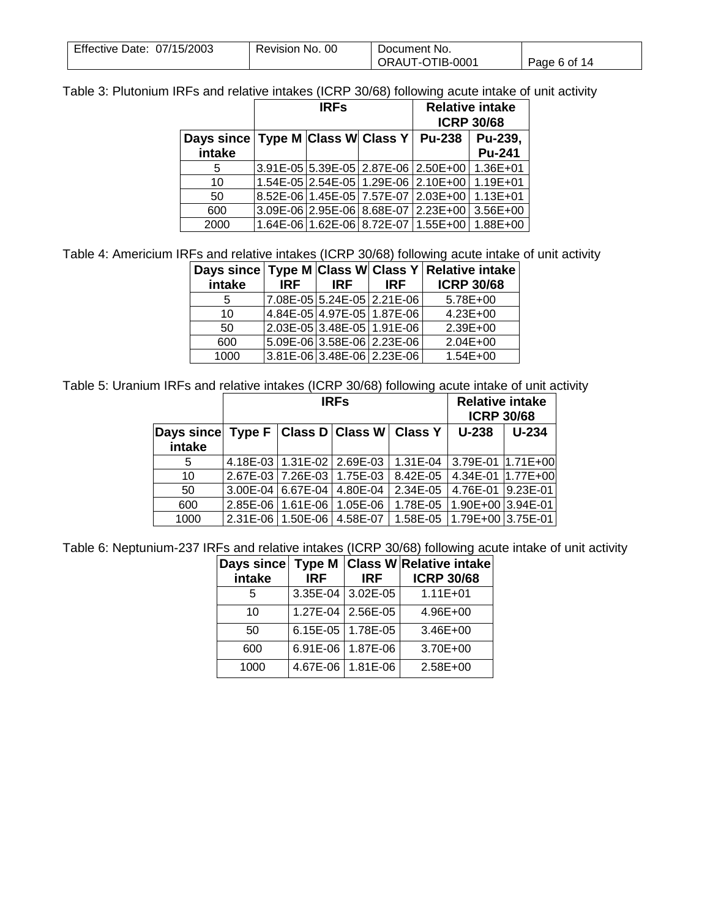Table 3: Plutonium IRFs and relative intakes (ICRP 30/68) following acute intake of unit activity

| | IRFs | | | Relative intake ICRP 30/68 | |
|---|---|---|---|---|---|
| Days since intake | Type M | Class W | Class Y | Pu-238 | Pu-239, Pu-241 |
| 5 | 3.91E-05 | 5.39E-05 | 2.87E-06 | 2.50E+00 | 1.36E+01 |
| 10 | 1.54E-05 | 2.54E-05 | 1.29E-06 | 2.10E+00 | 1.19E+01 |
| 50 | 8.52E-06 | 1.45E-05 | 7.57E-07 | 2.03E+00 | 1.13E+01 |
| 600 | 3.09E-06 | 2.95E-06 | 8.68E-07 | 2.23E+00 | 3.56E+00 |
| 2000 | 1.64E-06 | 1.62E-06 | 8.72E-07 | 1.55E+00 | 1.88E+00 |

Table 4: Americium IRFs and relative intakes (ICRP 30/68) following acute intake of unit activity

| Days since intake | Type M IRF | Class W IRF | Class Y IRF | Relative intake ICRP 30/68 |
|---|---|---|---|---|
| 5 | 7.08E-05 | 5.24E-05 | 2.21E-06 | 5.78E+00 |
| 10 | 4.84E-05 | 4.97E-05 | 1.87E-06 | 4.23E+00 |
| 50 | 2.03E-05 | 3.48E-05 | 1.91E-06 | 2.39E+00 |
| 600 | 5.09E-06 | 3.58E-06 | 2.23E-06 | 2.04E+00 |
| 1000 | 3.81E-06 | 3.48E-06 | 2.23E-06 | 1.54E+00 |

Table 5: Uranium IRFs and relative intakes (ICRP 30/68) following acute intake of unit activity

| | IRFs | | | | Relative intake ICRP 30/68 | |
|---|---|---|---|---|---|---|
| Days since intake | Type F | Class D | Class W | Class Y | U-238 | U-234 |
| 5 | 4.18E-03 | 1.31E-02 | 2.69E-03 | 1.31E-04 | 3.79E-01 | 1.71E+00 |
| 10 | 2.67E-03 | 7.26E-03 | 1.75E-03 | 8.42E-05 | 4.34E-01 | 1.77E+00 |
| 50 | 3.00E-04 | 6.67E-04 | 4.80E-04 | 2.34E-05 | 4.76E-01 | 9.23E-01 |
| 600 | 2.85E-06 | 1.61E-06 | 1.05E-06 | 1.78E-05 | 1.90E+00 | 3.94E-01 |
| 1000 | 2.31E-06 | 1.50E-06 | 4.58E-07 | 1.58E-05 | 1.79E+00 | 3.75E-01 |

Table 6: Neptunium-237 IRFs and relative intakes (ICRP 30/68) following acute intake of unit activity

| Days since intake | Type M IRF | Class W IRF | Relative intake ICRP 30/68 |
|---|---|---|---|
| 5 | 3.35E-04 | 3.02E-05 | 1.11E+01 |
| 10 | 1.27E-04 | 2.56E-05 | 4.96E+00 |
| 50 | 6.15E-05 | 1.78E-05 | 3.46E+00 |
| 600 | 6.91E-06 | 1.87E-06 | 3.70E+00 |
| 1000 | 4.67E-06 | 1.81E-06 | 2.58E+00 |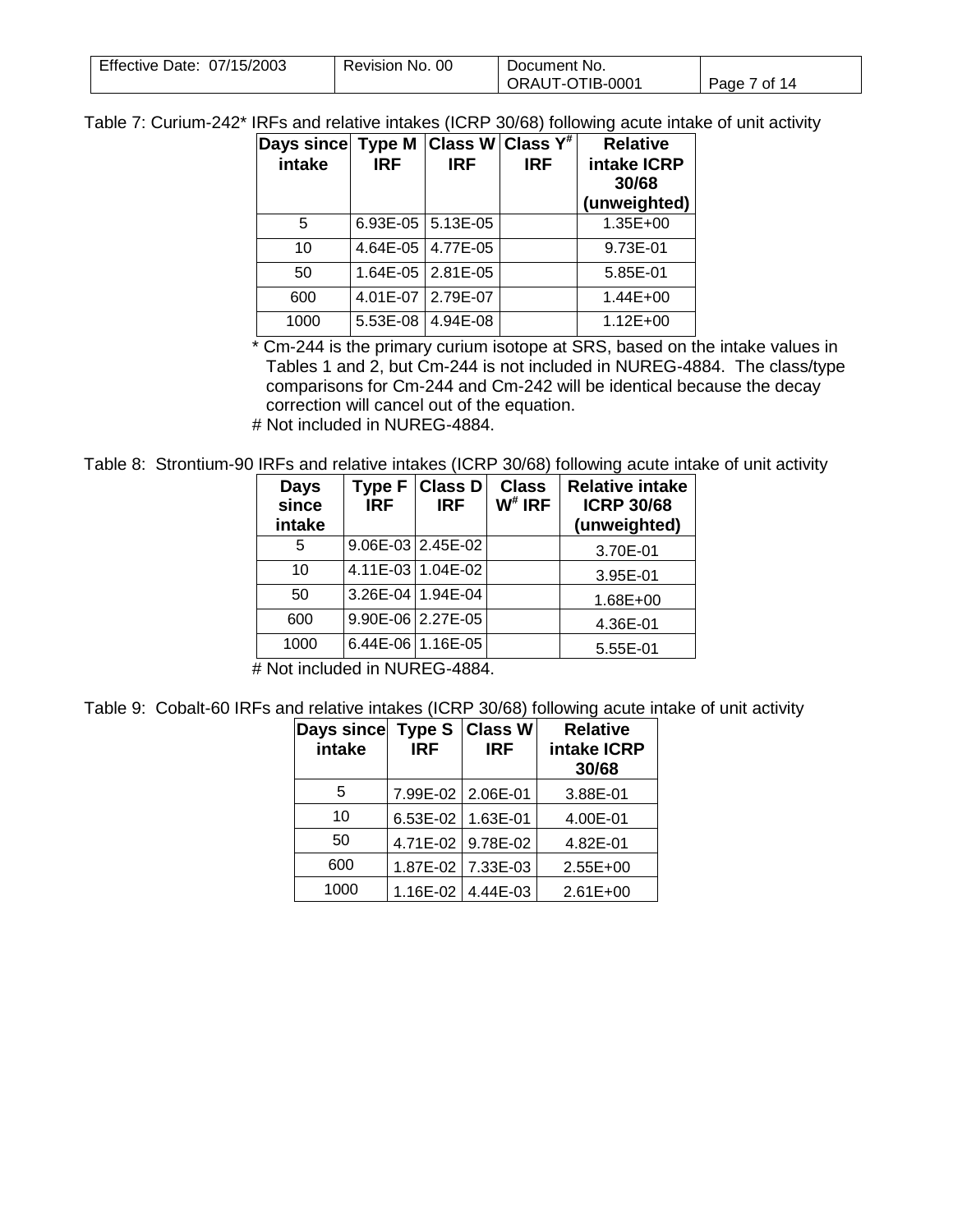Table 7: Curium-242* IRFs and relative intakes (ICRP 30/68) following acute intake of unit activity

| Days since intake | Type M IRF | Class W IRF | Class Y[#] IRF | Relative intake ICRP 30/68 (unweighted) |
|---|---|---|---|---|
| 5 | 6.93E-05 | 5.13E-05 | | 1.35E+00 |
| 10 | 4.64E-05 | 4.77E-05 | | 9.73E-01 |
| 50 | 1.64E-05 | 2.81E-05 | | 5.85E-01 |
| 600 | 4.01E-07 | 2.79E-07 | | 1.44E+00 |
| 1000 | 5.53E-08 | 4.94E-08 | | 1.12E+00 |

\* Cm-244 is the primary curium isotope at SRS, based on the intake values in Tables 1 and 2, but Cm-244 is not included in NUREG-4884. The class/type comparisons for Cm-244 and Cm-242 will be identical because the decay correction will cancel out of the equation.

# Not included in NUREG-4884.

Table 8: Strontium-90 IRFs and relative intakes (ICRP 30/68) following acute intake of unit activity

| Days since intake | Type F IRF | Class D IRF | Class W[#] IRF | Relative intake ICRP 30/68 (unweighted) |
|---|---|---|---|---|
| 5 | 9.06E-03 | 2.45E-02 | | 3.70E-01 |
| 10 | 4.11E-03 | 1.04E-02 | | 3.95E-01 |
| 50 | 3.26E-04 | 1.94E-04 | | 1.68E+00 |
| 600 | 9.90E-06 | 2.27E-05 | | 4.36E-01 |
| 1000 | 6.44E-06 | 1.16E-05 | | 5.55E-01 |

# Not included in NUREG-4884.

Table 9: Cobalt-60 IRFs and relative intakes (ICRP 30/68) following acute intake of unit activity

| Days since intake | Type S IRF | Class W IRF | Relative intake ICRP 30/68 |
|---|---|---|---|
| 5 | 7.99E-02 | 2.06E-01 | 3.88E-01 |
| 10 | 6.53E-02 | 1.63E-01 | 4.00E-01 |
| 50 | 4.71E-02 | 9.78E-02 | 4.82E-01 |
| 600 | 1.87E-02 | 7.33E-03 | 2.55E+00 |
| 1000 | 1.16E-02 | 4.44E-03 | 2.61E+00 |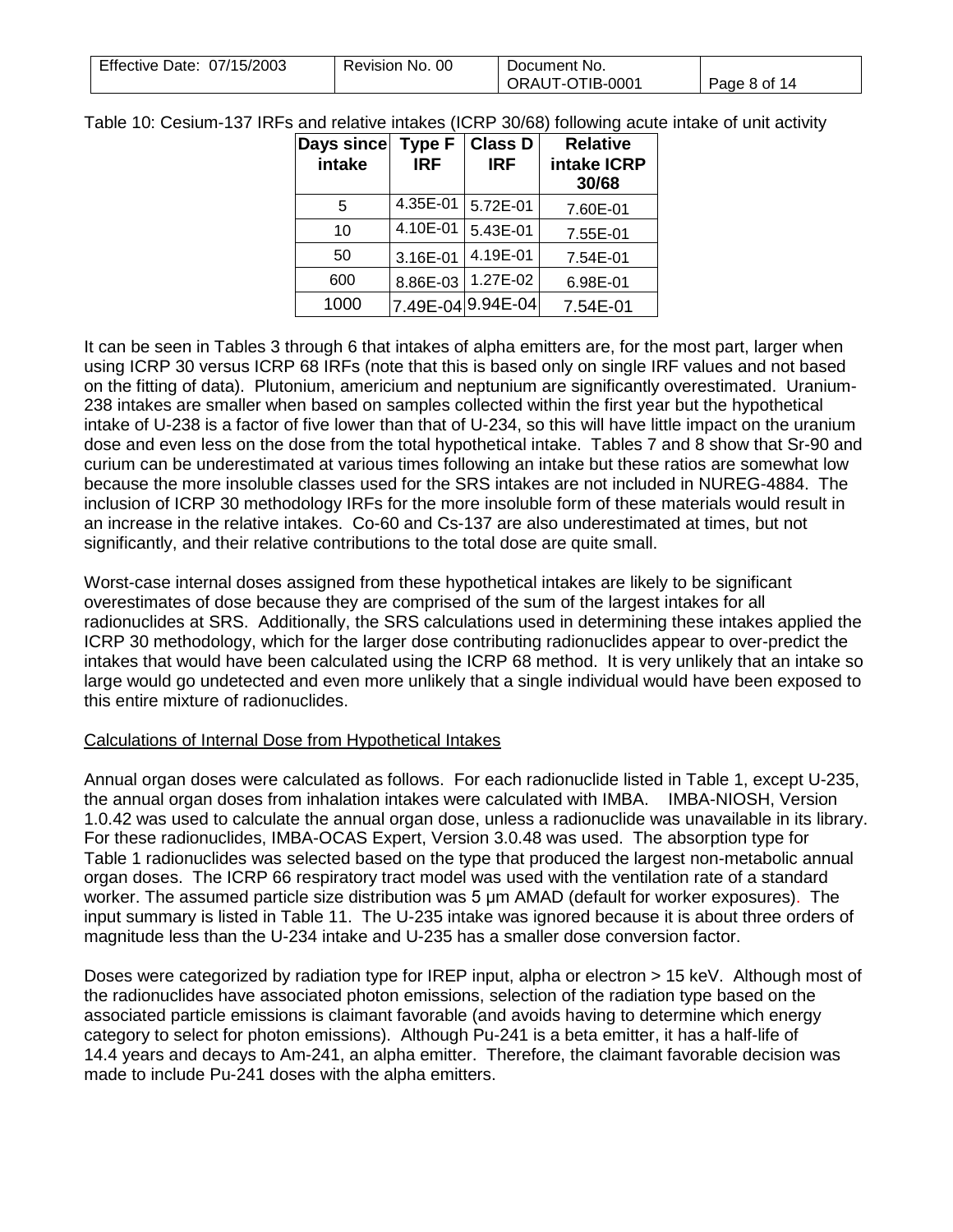Table 10: Cesium-137 IRFs and relative intakes (ICRP 30/68) following acute intake of unit activity

| Days since intake | Type F IRF | Class D IRF | Relative intake ICRP 30/68 |
|---|---|---|---|
| 5 | 4.35E-01 | 5.72E-01 | 7.60E-01 |
| 10 | 4.10E-01 | 5.43E-01 | 7.55E-01 |
| 50 | 3.16E-01 | 4.19E-01 | 7.54E-01 |
| 600 | 8.86E-03 | 1.27E-02 | 6.98E-01 |
| 1000 | 7.49E-04 | 9.94E-04 | 7.54E-01 |

It can be seen in Tables 3 through 6 that intakes of alpha emitters are, for the most part, larger when using ICRP 30 versus ICRP 68 IRFs (note that this is based only on single IRF values and not based on the fitting of data). Plutonium, americium and neptunium are significantly overestimated. Uranium-238 intakes are smaller when based on samples collected within the first year but the hypothetical intake of U-238 is a factor of five lower than that of U-234, so this will have little impact on the uranium dose and even less on the dose from the total hypothetical intake. Tables 7 and 8 show that Sr-90 and curium can be underestimated at various times following an intake but these ratios are somewhat low because the more insoluble classes used for the SRS intakes are not included in NUREG-4884. The inclusion of ICRP 30 methodology IRFs for the more insoluble form of these materials would result in an increase in the relative intakes. Co-60 and Cs-137 are also underestimated at times, but not significantly, and their relative contributions to the total dose are quite small.

Worst-case internal doses assigned from these hypothetical intakes are likely to be significant overestimates of dose because they are comprised of the sum of the largest intakes for all radionuclides at SRS. Additionally, the SRS calculations used in determining these intakes applied the ICRP 30 methodology, which for the larger dose contributing radionuclides appear to over-predict the intakes that would have been calculated using the ICRP 68 method. It is very unlikely that an intake so large would go undetected and even more unlikely that a single individual would have been exposed to this entire mixture of radionuclides.

Calculations of Internal Dose from Hypothetical Intakes

Annual organ doses were calculated as follows. For each radionuclide listed in Table 1, except U-235, the annual organ doses from inhalation intakes were calculated with IMBA. IMBA-NIOSH, Version 1.0.42 was used to calculate the annual organ dose, unless a radionuclide was unavailable in its library. For these radionuclides, IMBA-OCAS Expert, Version 3.0.48 was used. The absorption type for Table 1 radionuclides was selected based on the type that produced the largest non-metabolic annual organ doses. The ICRP 66 respiratory tract model was used with the ventilation rate of a standard worker. The assumed particle size distribution was 5 μm AMAD (default for worker exposures). The input summary is listed in Table 11. The U-235 intake was ignored because it is about three orders of magnitude less than the U-234 intake and U-235 has a smaller dose conversion factor.

Doses were categorized by radiation type for IREP input, alpha or electron > 15 keV. Although most of the radionuclides have associated photon emissions, selection of the radiation type based on the associated particle emissions is claimant favorable (and avoids having to determine which energy category to select for photon emissions). Although Pu-241 is a beta emitter, it has a half-life of 14.4 years and decays to Am-241, an alpha emitter. Therefore, the claimant favorable decision was made to include Pu-241 doses with the alpha emitters.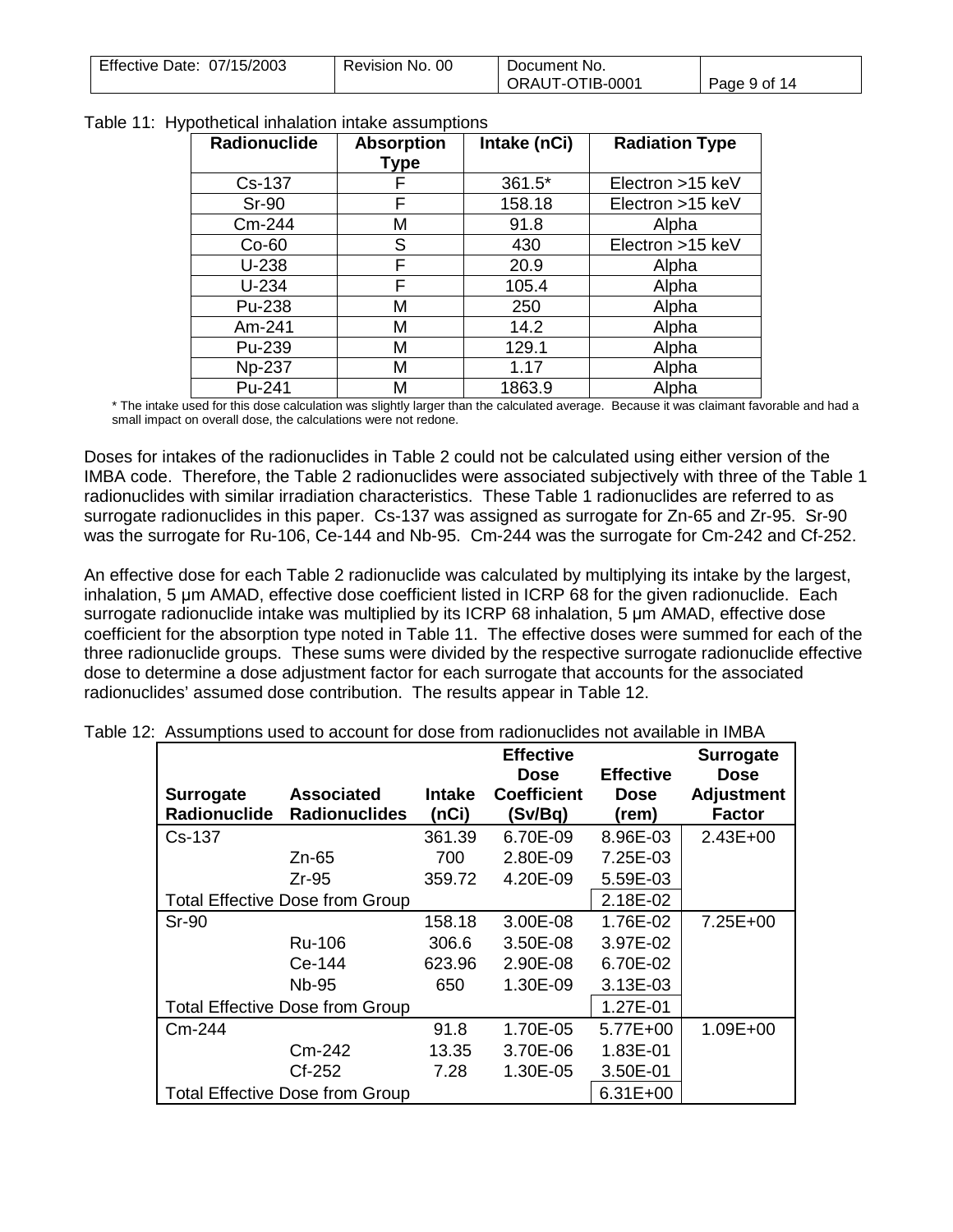Table 11: Hypothetical inhalation intake assumptions

| Radionuclide | Absorption Type | Intake (nCi) | Radiation Type |
|---|---|---|---|
| Cs-137 | F | 361.5* | Electron >15 keV |
| Sr-90 | F | 158.18 | Electron >15 keV |
| Cm-244 | M | 91.8 | Alpha |
| Co-60 | S | 430 | Electron >15 keV |
| U-238 | F | 20.9 | Alpha |
| U-234 | F | 105.4 | Alpha |
| Pu-238 | M | 250 | Alpha |
| Am-241 | M | 14.2 | Alpha |
| Pu-239 | M | 129.1 | Alpha |
| Np-237 | M | 1.17 | Alpha |
| Pu-241 | M | 1863.9 | Alpha |

\* The intake used for this dose calculation was slightly larger than the calculated average. Because it was claimant favorable and had a small impact on overall dose, the calculations were not redone.

Doses for intakes of the radionuclides in Table 2 could not be calculated using either version of the IMBA code. Therefore, the Table 2 radionuclides were associated subjectively with three of the Table 1 radionuclides with similar irradiation characteristics. These Table 1 radionuclides are referred to as surrogate radionuclides in this paper. Cs-137 was assigned as surrogate for Zn-65 and Zr-95. Sr-90 was the surrogate for Ru-106, Ce-144 and Nb-95. Cm-244 was the surrogate for Cm-242 and Cf-252.

An effective dose for each Table 2 radionuclide was calculated by multiplying its intake by the largest, inhalation, 5 µm AMAD, effective dose coefficient listed in ICRP 68 for the given radionuclide. Each surrogate radionuclide intake was multiplied by its ICRP 68 inhalation, 5 µm AMAD, effective dose coefficient for the absorption type noted in Table 11. The effective doses were summed for each of the three radionuclide groups. These sums were divided by the respective surrogate radionuclide effective dose to determine a dose adjustment factor for each surrogate that accounts for the associated radionuclides' assumed dose contribution. The results appear in Table 12.

Table 12: Assumptions used to account for dose from radionuclides not available in IMBA

| Surrogate Radionuclide | Associated Radionuclides | Intake (nCi) | Effective Dose Coefficient (Sv/Bq) | Effective Dose (rem) | Surrogate Dose Adjustment Factor |
|---|---|---|---|---|---|
| Cs-137 | | 361.39 | 6.70E-09 | 8.96E-03 | 2.43E+00 |
| | Zn-65 | 700 | 2.80E-09 | 7.25E-03 | |
| | Zr-95 | 359.72 | 4.20E-09 | 5.59E-03 | |
| Total Effective Dose from Group | | | | 2.18E-02 | |
| Sr-90 | | 158.18 | 3.00E-08 | 1.76E-02 | 7.25E+00 |
| | Ru-106 | 306.6 | 3.50E-08 | 3.97E-02 | |
| | Ce-144 | 623.96 | 2.90E-08 | 6.70E-02 | |
| | Nb-95 | 650 | 1.30E-09 | 3.13E-03 | |
| Total Effective Dose from Group | | | | 1.27E-01 | |
| Cm-244 | | 91.8 | 1.70E-05 | 5.77E+00 | 1.09E+00 |
| | Cm-242 | 13.35 | 3.70E-06 | 1.83E-01 | |
| | Cf-252 | 7.28 | 1.30E-05 | 3.50E-01 | |
| Total Effective Dose from Group | | | | 6.31E+00 | |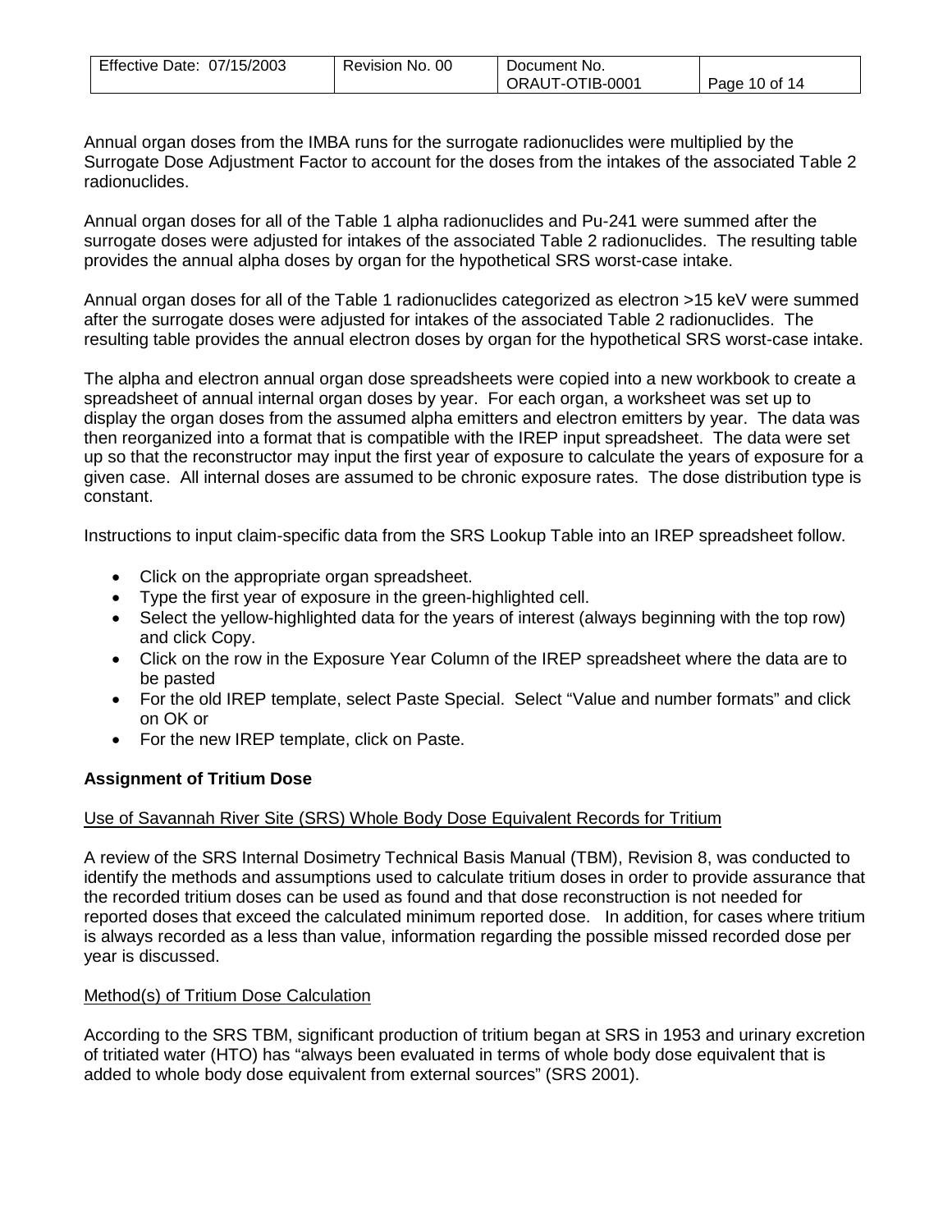Annual organ doses from the IMBA runs for the surrogate radionuclides were multiplied by the Surrogate Dose Adjustment Factor to account for the doses from the intakes of the associated Table 2 radionuclides.

Annual organ doses for all of the Table 1 alpha radionuclides and Pu-241 were summed after the surrogate doses were adjusted for intakes of the associated Table 2 radionuclides. The resulting table provides the annual alpha doses by organ for the hypothetical SRS worst-case intake.

Annual organ doses for all of the Table 1 radionuclides categorized as electron >15 keV were summed after the surrogate doses were adjusted for intakes of the associated Table 2 radionuclides. The resulting table provides the annual electron doses by organ for the hypothetical SRS worst-case intake.

The alpha and electron annual organ dose spreadsheets were copied into a new workbook to create a spreadsheet of annual internal organ doses by year. For each organ, a worksheet was set up to display the organ doses from the assumed alpha emitters and electron emitters by year. The data was then reorganized into a format that is compatible with the IREP input spreadsheet. The data were set up so that the reconstructor may input the first year of exposure to calculate the years of exposure for a given case. All internal doses are assumed to be chronic exposure rates. The dose distribution type is constant.

Instructions to input claim-specific data from the SRS Lookup Table into an IREP spreadsheet follow.

- Click on the appropriate organ spreadsheet.
- Type the first year of exposure in the green-highlighted cell.
- Select the yellow-highlighted data for the years of interest (always beginning with the top row) and click Copy.
- Click on the row in the Exposure Year Column of the IREP spreadsheet where the data are to be pasted
- For the old IREP template, select Paste Special. Select "Value and number formats" and click on OK or
- For the new IREP template, click on Paste.

**Assignment of Tritium Dose**

Use of Savannah River Site (SRS) Whole Body Dose Equivalent Records for Tritium

A review of the SRS Internal Dosimetry Technical Basis Manual (TBM), Revision 8, was conducted to identify the methods and assumptions used to calculate tritium doses in order to provide assurance that the recorded tritium doses can be used as found and that dose reconstruction is not needed for reported doses that exceed the calculated minimum reported dose. In addition, for cases where tritium is always recorded as a less than value, information regarding the possible missed recorded dose per year is discussed.

Method(s) of Tritium Dose Calculation

According to the SRS TBM, significant production of tritium began at SRS in 1953 and urinary excretion of tritiated water (HTO) has "always been evaluated in terms of whole body dose equivalent that is added to whole body dose equivalent from external sources" (SRS 2001).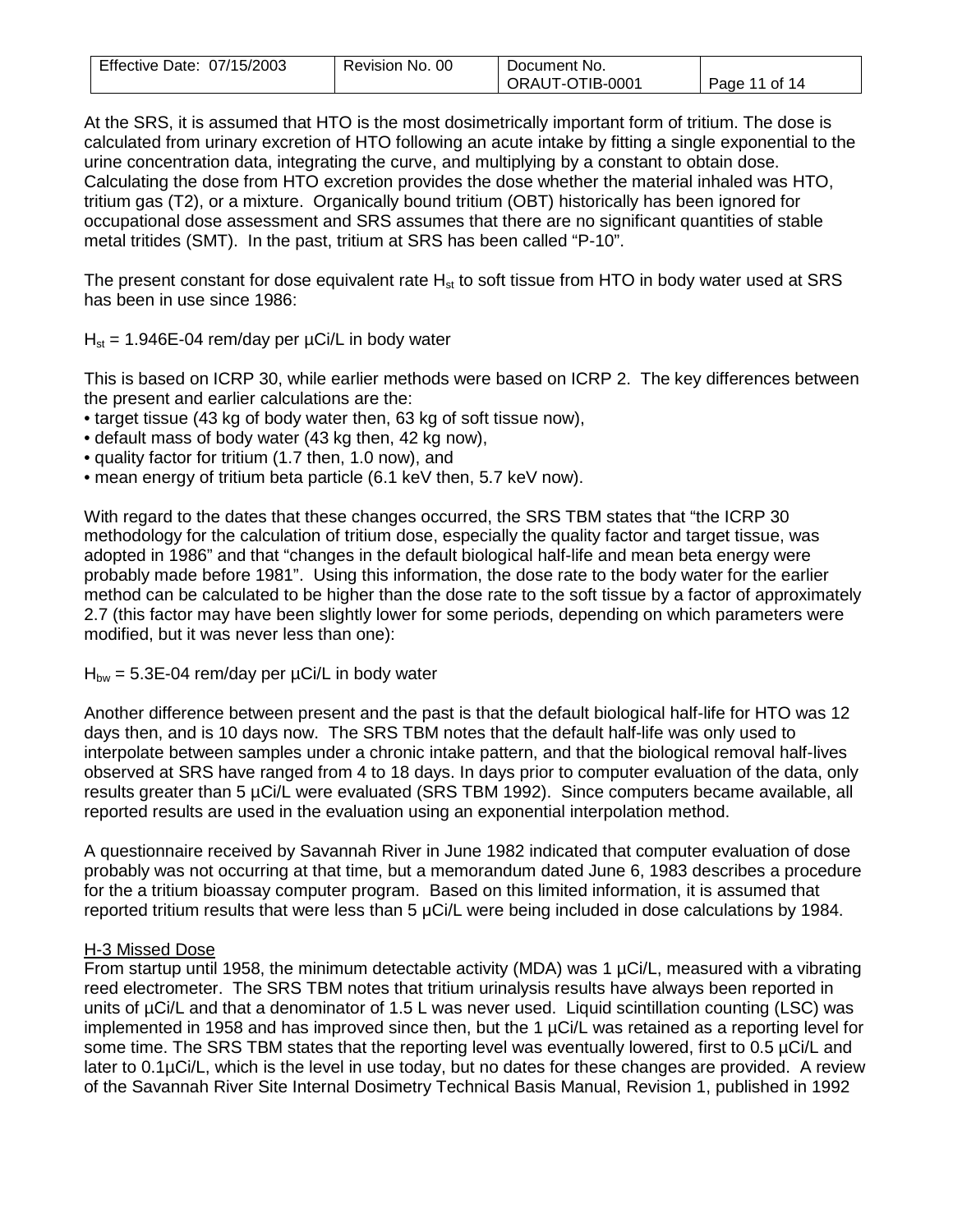At the SRS, it is assumed that HTO is the most dosimetrically important form of tritium. The dose is calculated from urinary excretion of HTO following an acute intake by fitting a single exponential to the urine concentration data, integrating the curve, and multiplying by a constant to obtain dose. Calculating the dose from HTO excretion provides the dose whether the material inhaled was HTO, tritium gas (T2), or a mixture. Organically bound tritium (OBT) historically has been ignored for occupational dose assessment and SRS assumes that there are no significant quantities of stable metal tritides (SMT). In the past, tritium at SRS has been called "P-10".

The present constant for dose equivalent rate $H_{st}$ to soft tissue from HTO in body water used at SRS has been in use since 1986:

$H_{st}$ = 1.946E-04 rem/day per µCi/L in body water

This is based on ICRP 30, while earlier methods were based on ICRP 2. The key differences between the present and earlier calculations are the:

- target tissue (43 kg of body water then, 63 kg of soft tissue now),
- default mass of body water (43 kg then, 42 kg now),
- quality factor for tritium (1.7 then, 1.0 now), and
- mean energy of tritium beta particle (6.1 keV then, 5.7 keV now).

With regard to the dates that these changes occurred, the SRS TBM states that "the ICRP 30 methodology for the calculation of tritium dose, especially the quality factor and target tissue, was adopted in 1986" and that "changes in the default biological half-life and mean beta energy were probably made before 1981". Using this information, the dose rate to the body water for the earlier method can be calculated to be higher than the dose rate to the soft tissue by a factor of approximately 2.7 (this factor may have been slightly lower for some periods, depending on which parameters were modified, but it was never less than one):

$H_{bw}$ = 5.3E-04 rem/day per µCi/L in body water

Another difference between present and the past is that the default biological half-life for HTO was 12 days then, and is 10 days now. The SRS TBM notes that the default half-life was only used to interpolate between samples under a chronic intake pattern, and that the biological removal half-lives observed at SRS have ranged from 4 to 18 days. In days prior to computer evaluation of the data, only results greater than 5 µCi/L were evaluated (SRS TBM 1992). Since computers became available, all reported results are used in the evaluation using an exponential interpolation method.

A questionnaire received by Savannah River in June 1982 indicated that computer evaluation of dose probably was not occurring at that time, but a memorandum dated June 6, 1983 describes a procedure for the a tritium bioassay computer program. Based on this limited information, it is assumed that reported tritium results that were less than 5 µCi/L were being included in dose calculations by 1984.

## H-3 Missed Dose

From startup until 1958, the minimum detectable activity (MDA) was 1 µCi/L, measured with a vibrating reed electrometer. The SRS TBM notes that tritium urinalysis results have always been reported in units of µCi/L and that a denominator of 1.5 L was never used. Liquid scintillation counting (LSC) was implemented in 1958 and has improved since then, but the 1 µCi/L was retained as a reporting level for some time. The SRS TBM states that the reporting level was eventually lowered, first to 0.5 µCi/L and later to 0.1µCi/L, which is the level in use today, but no dates for these changes are provided. A review of the Savannah River Site Internal Dosimetry Technical Basis Manual, Revision 1, published in 1992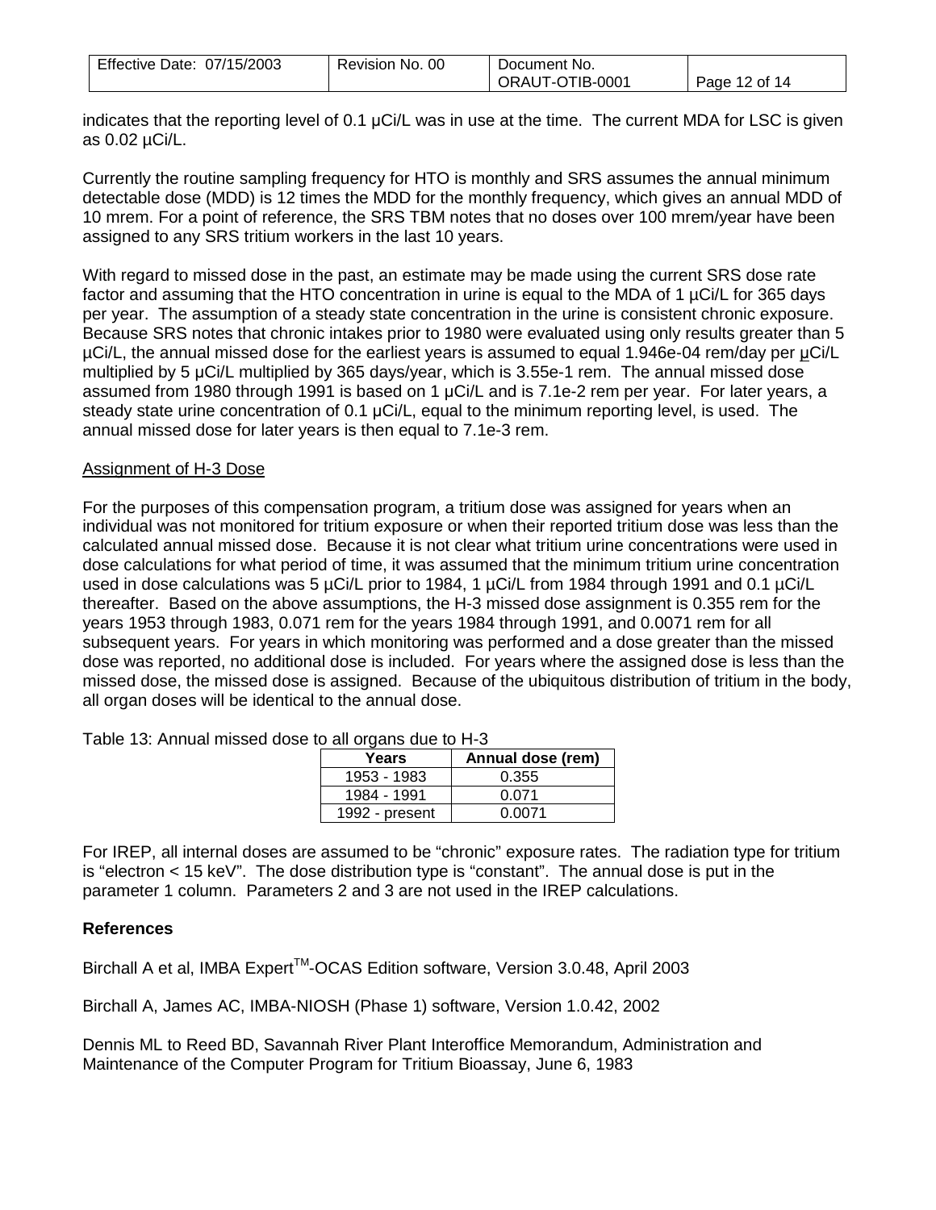indicates that the reporting level of 0.1 µCi/L was in use at the time. The current MDA for LSC is given as 0.02 µCi/L.

Currently the routine sampling frequency for HTO is monthly and SRS assumes the annual minimum detectable dose (MDD) is 12 times the MDD for the monthly frequency, which gives an annual MDD of 10 mrem. For a point of reference, the SRS TBM notes that no doses over 100 mrem/year have been assigned to any SRS tritium workers in the last 10 years.

With regard to missed dose in the past, an estimate may be made using the current SRS dose rate factor and assuming that the HTO concentration in urine is equal to the MDA of 1 µCi/L for 365 days per year. The assumption of a steady state concentration in the urine is consistent chronic exposure. Because SRS notes that chronic intakes prior to 1980 were evaluated using only results greater than 5 µCi/L, the annual missed dose for the earliest years is assumed to equal 1.946e-04 rem/day per µCi/L multiplied by 5 µCi/L multiplied by 365 days/year, which is 3.55e-1 rem. The annual missed dose assumed from 1980 through 1991 is based on 1 µCi/L and is 7.1e-2 rem per year. For later years, a steady state urine concentration of 0.1 µCi/L, equal to the minimum reporting level, is used. The annual missed dose for later years is then equal to 7.1e-3 rem.

Assignment of H-3 Dose

For the purposes of this compensation program, a tritium dose was assigned for years when an individual was not monitored for tritium exposure or when their reported tritium dose was less than the calculated annual missed dose. Because it is not clear what tritium urine concentrations were used in dose calculations for what period of time, it was assumed that the minimum tritium urine concentration used in dose calculations was 5 µCi/L prior to 1984, 1 µCi/L from 1984 through 1991 and 0.1 µCi/L thereafter. Based on the above assumptions, the H-3 missed dose assignment is 0.355 rem for the years 1953 through 1983, 0.071 rem for the years 1984 through 1991, and 0.0071 rem for all subsequent years. For years in which monitoring was performed and a dose greater than the missed dose was reported, no additional dose is included. For years where the assigned dose is less than the missed dose, the missed dose is assigned. Because of the ubiquitous distribution of tritium in the body, all organ doses will be identical to the annual dose.

Table 13: Annual missed dose to all organs due to H-3

| Years | Annual dose (rem) |
|---|---|
| 1953 - 1983 | 0.355 |
| 1984 - 1991 | 0.071 |
| 1992 - present | 0.0071 |

For IREP, all internal doses are assumed to be "chronic" exposure rates. The radiation type for tritium is "electron < 15 keV". The dose distribution type is "constant". The annual dose is put in the parameter 1 column. Parameters 2 and 3 are not used in the IREP calculations.

**References**

Birchall A et al, IMBA Expert™-OCAS Edition software, Version 3.0.48, April 2003

Birchall A, James AC, IMBA-NIOSH (Phase 1) software, Version 1.0.42, 2002

Dennis ML to Reed BD, Savannah River Plant Interoffice Memorandum, Administration and Maintenance of the Computer Program for Tritium Bioassay, June 6, 1983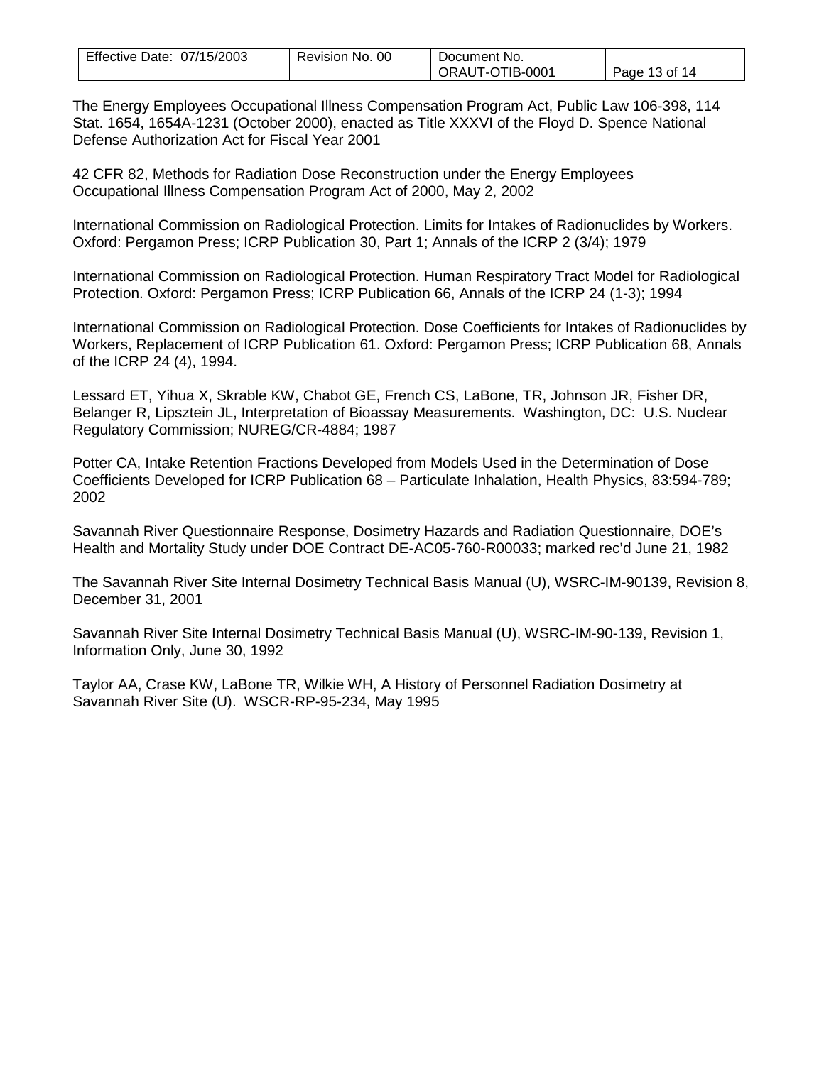The Energy Employees Occupational Illness Compensation Program Act, Public Law 106-398, 114 Stat. 1654, 1654A-1231 (October 2000), enacted as Title XXXVI of the Floyd D. Spence National Defense Authorization Act for Fiscal Year 2001

42 CFR 82, Methods for Radiation Dose Reconstruction under the Energy Employees Occupational Illness Compensation Program Act of 2000, May 2, 2002

International Commission on Radiological Protection. Limits for Intakes of Radionuclides by Workers. Oxford: Pergamon Press; ICRP Publication 30, Part 1; Annals of the ICRP 2 (3/4); 1979

International Commission on Radiological Protection. Human Respiratory Tract Model for Radiological Protection. Oxford: Pergamon Press; ICRP Publication 66, Annals of the ICRP 24 (1-3); 1994

International Commission on Radiological Protection. Dose Coefficients for Intakes of Radionuclides by Workers, Replacement of ICRP Publication 61. Oxford: Pergamon Press; ICRP Publication 68, Annals of the ICRP 24 (4), 1994.

Lessard ET, Yihua X, Skrable KW, Chabot GE, French CS, LaBone, TR, Johnson JR, Fisher DR, Belanger R, Lipsztein JL, Interpretation of Bioassay Measurements. Washington, DC: U.S. Nuclear Regulatory Commission; NUREG/CR-4884; 1987

Potter CA, Intake Retention Fractions Developed from Models Used in the Determination of Dose Coefficients Developed for ICRP Publication 68 – Particulate Inhalation, Health Physics, 83:594-789; 2002

Savannah River Questionnaire Response, Dosimetry Hazards and Radiation Questionnaire, DOE's Health and Mortality Study under DOE Contract DE-AC05-760-R00033; marked rec'd June 21, 1982

The Savannah River Site Internal Dosimetry Technical Basis Manual (U), WSRC-IM-90139, Revision 8, December 31, 2001

Savannah River Site Internal Dosimetry Technical Basis Manual (U), WSRC-IM-90-139, Revision 1, Information Only, June 30, 1992

Taylor AA, Crase KW, LaBone TR, Wilkie WH, A History of Personnel Radiation Dosimetry at Savannah River Site (U). WSCR-RP-95-234, May 1995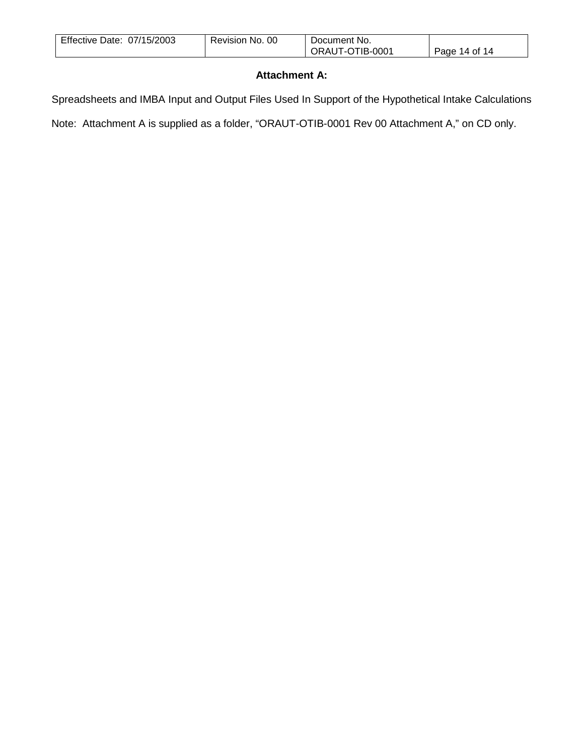## Attachment A:

Spreadsheets and IMBA Input and Output Files Used In Support of the Hypothetical Intake Calculations

Note: Attachment A is supplied as a folder, “ORAUT-OTIB-0001 Rev 00 Attachment A,” on CD only.